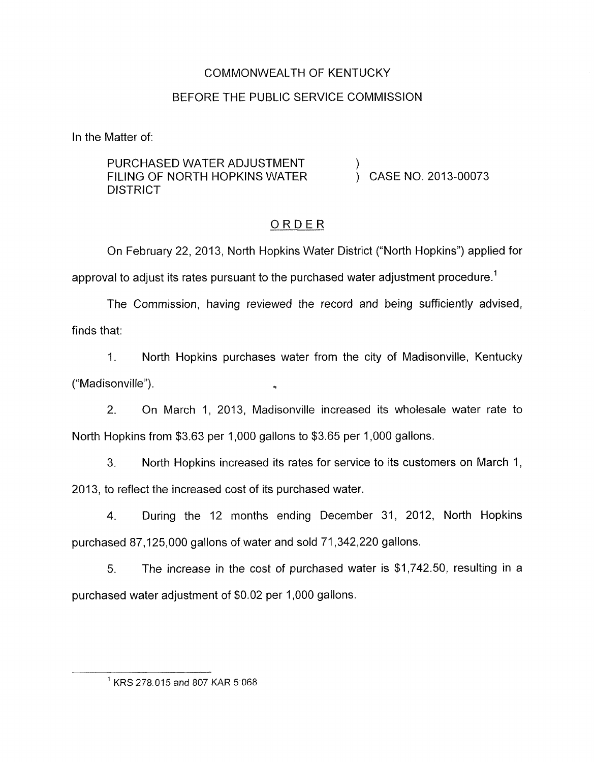COMMONWEALTH OF KENTUCKY

BEFORE THE PUBLIC SERVICE COMMISSION

In the Matter of:

PURCHASED WATER ADJUSTMENT FILING OF NORTH HOPKINS WATER DISTRICT ) CASE NO. 2013-00073

## ORDER

On February 22, 2013, North Hopkins Water District ("North Hopkins") applied for approval to adjust its rates pursuant to the purchased water adjustment procedure.[1]

The Commission, having reviewed the record and being sufficiently advised, finds that:

1. North Hopkins purchases water from the city of Madisonville, Kentucky ("Madisonville").

2. On March 1, 2013, Madisonville increased its wholesale water rate to North Hopkins from $3.63 per 1,000 gallons to $3.65 per 1,000 gallons.

3. North Hopkins increased its rates for service to its customers on March 1, 2013, to reflect the increased cost of its purchased water.

4. During the 12 months ending December 31, 2012, North Hopkins purchased 87,125,000 gallons of water and sold 71,342,220 gallons.

5. The increase in the cost of purchased water is $1,742.50, resulting in a purchased water adjustment of $0.02 per 1,000 gallons.

---

[1] KRS 278.015 and 807 KAR 5:068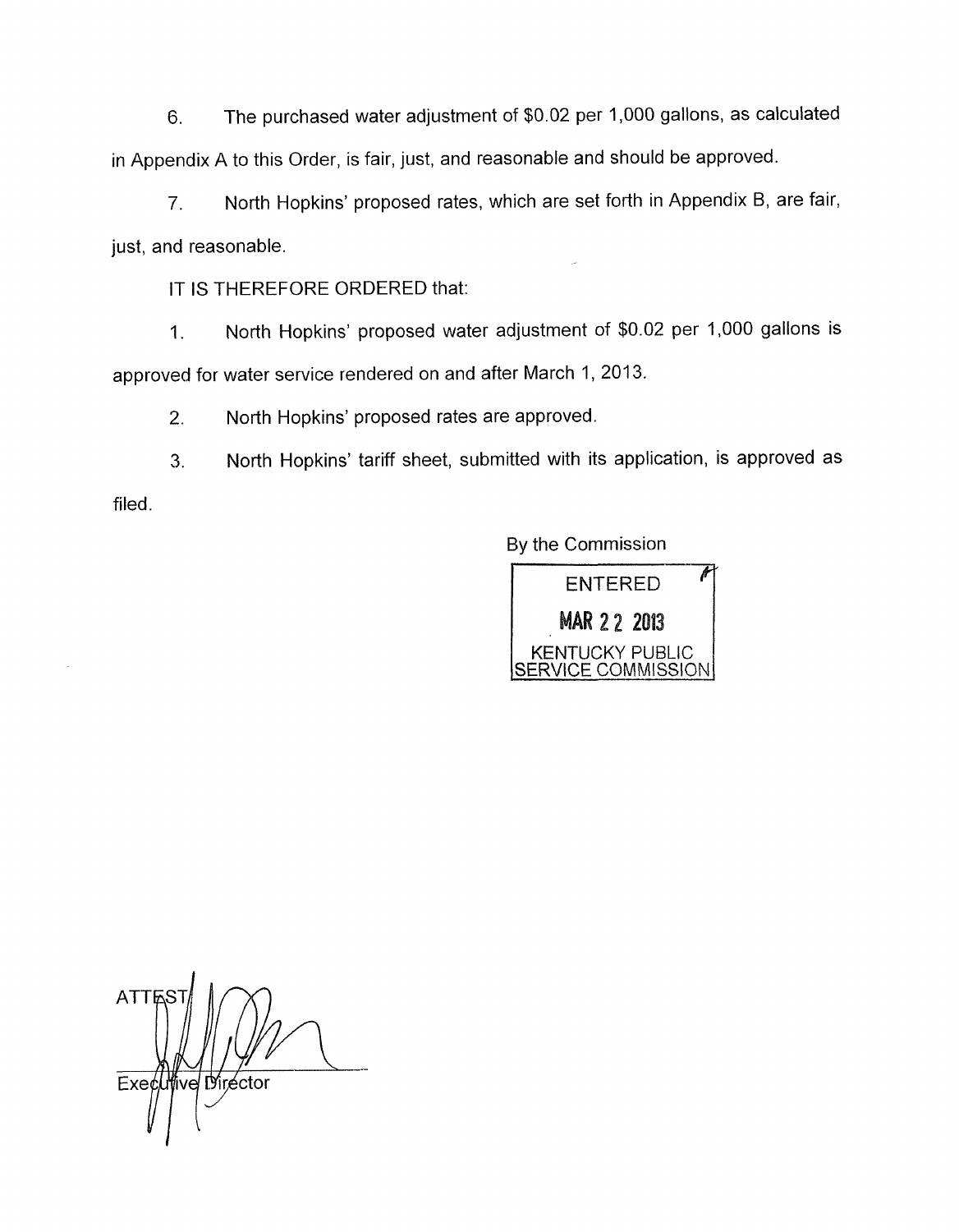6. The purchased water adjustment of $0.02 per 1,000 gallons, as calculated in Appendix A to this Order, is fair, just, and reasonable and should be approved.

7. North Hopkins' proposed rates, which are set forth in Appendix B, are fair, just, and reasonable.

IT IS THEREFORE ORDERED that:

1. North Hopkins' proposed water adjustment of $0.02 per 1,000 gallons is approved for water service rendered on and after March 1, 2013.

2. North Hopkins' proposed rates are approved.

3. North Hopkins' tariff sheet, submitted with its application, is approved as filed.

By the Commission

ENTERED
MAR 22 2013
KENTUCKY PUBLIC
SERVICE COMMISSION

ATTEST:

Executive Director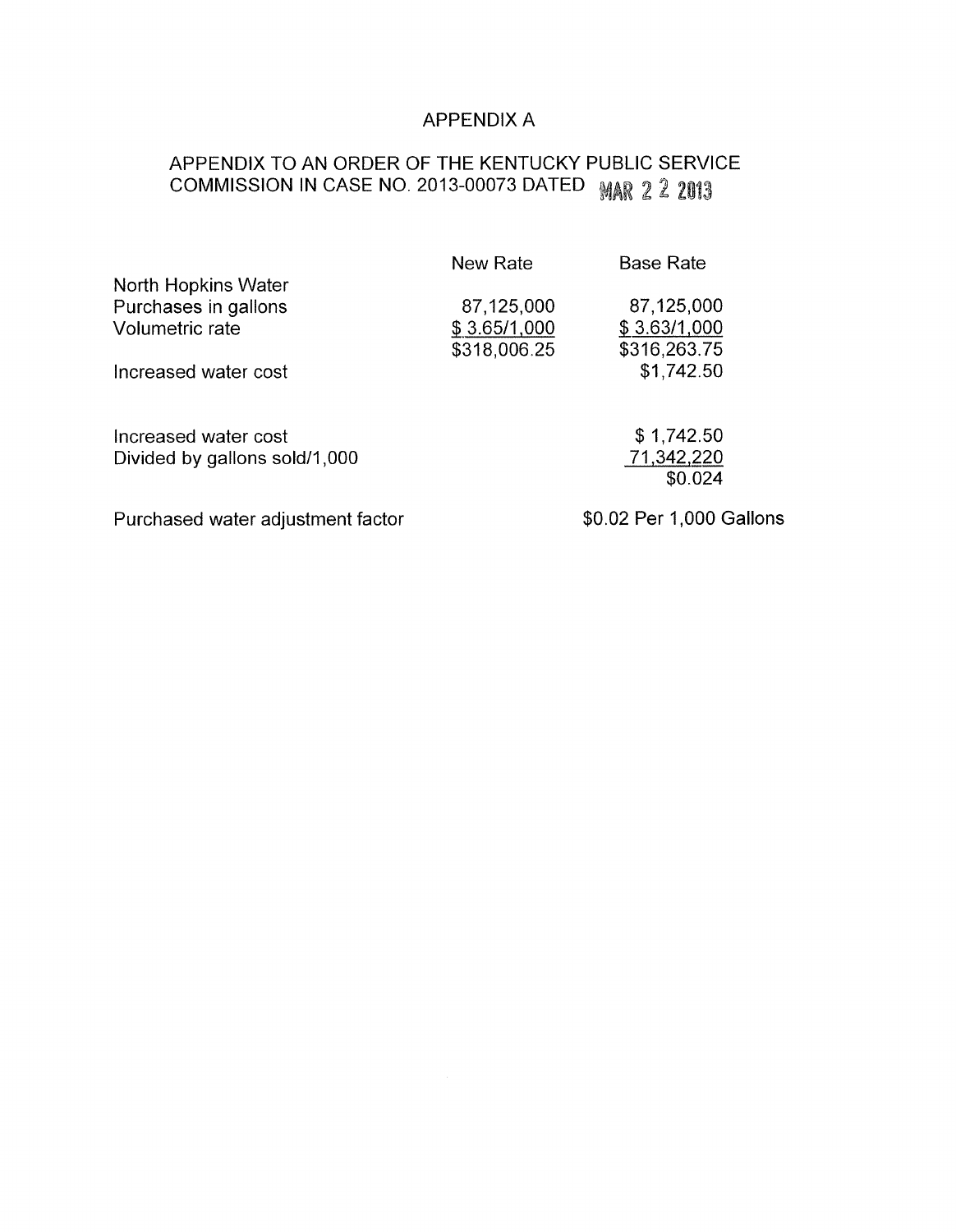# APPENDIX A

## APPENDIX TO AN ORDER OF THE KENTUCKY PUBLIC SERVICE COMMISSION IN CASE NO. 2013-00073 DATED MAR 2 2 2013

| | New Rate | Base Rate |
|---|---|---|
| North Hopkins Water | | |
| Purchases in gallons | 87,125,000 | 87,125,000 |
| Volumetric rate | $ 3.65/1,000 | $ 3.63/1,000 |
| | $318,006.25 | $316,263.75 |
| Increased water cost | | $1,742.50 |
| | | |
| Increased water cost | | $ 1,742.50 |
| Divided by gallons sold/1,000 | | 71,342,220 |
| | | $0.024 |
| | | |
| Purchased water adjustment factor | | $0.02 Per 1,000 Gallons |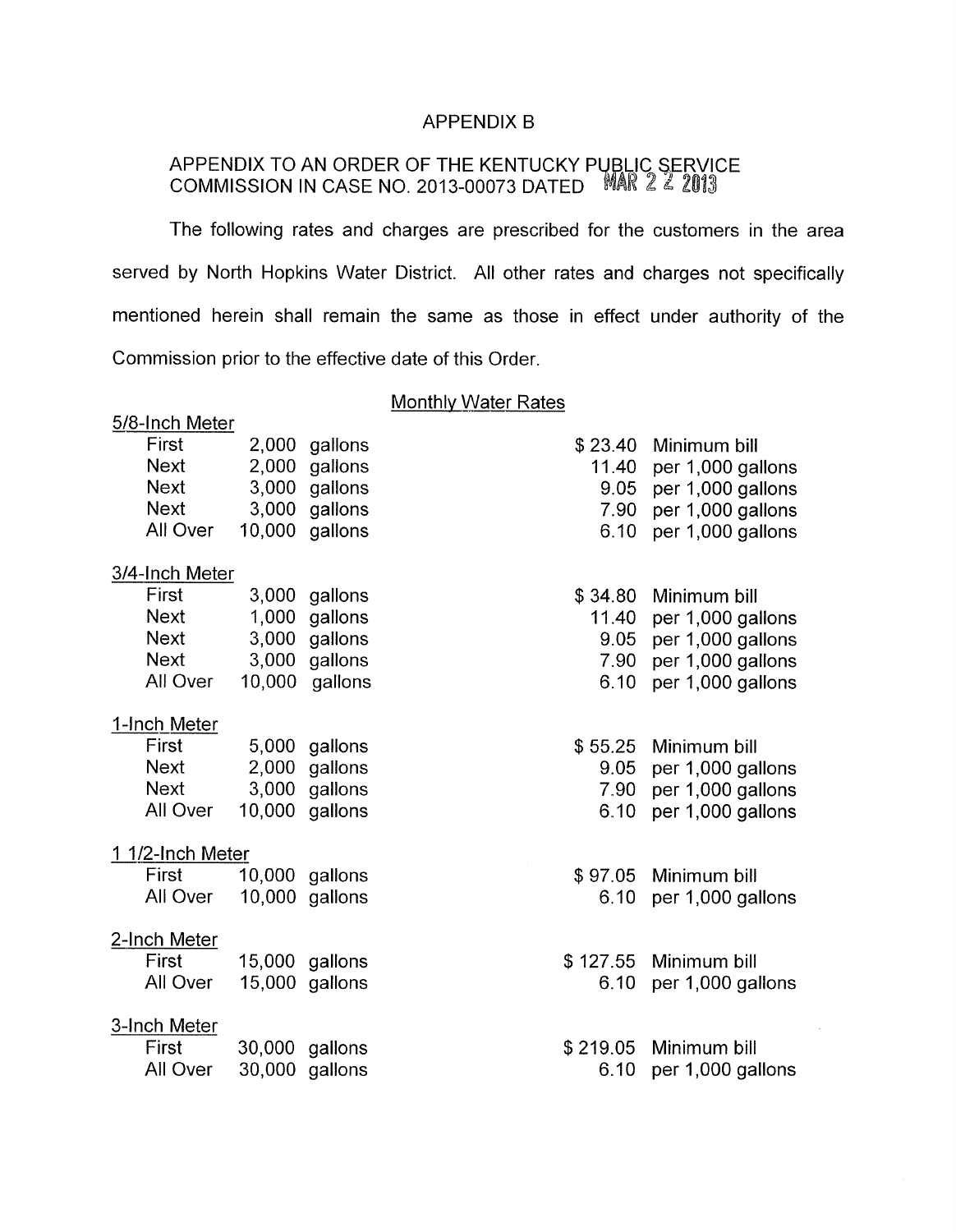# APPENDIX B

APPENDIX TO AN ORDER OF THE KENTUCKY PUBLIC SERVICE COMMISSION IN CASE NO. 2013-00073 DATED MAR 22 2013

The following rates and charges are prescribed for the customers in the area served by North Hopkins Water District. All other rates and charges not specifically mentioned herein shall remain the same as those in effect under authority of the Commission prior to the effective date of this Order.

## Monthly Water Rates

**5/8-Inch Meter**

| | | | | |
|---|---|---|---|---|
| First | 2,000 | gallons | $ 23.40 | Minimum bill |
| Next | 2,000 | gallons | 11.40 | per 1,000 gallons |
| Next | 3,000 | gallons | 9.05 | per 1,000 gallons |
| Next | 3,000 | gallons | 7.90 | per 1,000 gallons |
| All Over | 10,000 | gallons | 6.10 | per 1,000 gallons |

**3/4-Inch Meter**

| | | | | |
|---|---|---|---|---|
| First | 3,000 | gallons | $ 34.80 | Minimum bill |
| Next | 1,000 | gallons | 11.40 | per 1,000 gallons |
| Next | 3,000 | gallons | 9.05 | per 1,000 gallons |
| Next | 3,000 | gallons | 7.90 | per 1,000 gallons |
| All Over | 10,000 | gallons | 6.10 | per 1,000 gallons |

**1-Inch Meter**

| | | | | |
|---|---|---|---|---|
| First | 5,000 | gallons | $ 55.25 | Minimum bill |
| Next | 2,000 | gallons | 9.05 | per 1,000 gallons |
| Next | 3,000 | gallons | 7.90 | per 1,000 gallons |
| All Over | 10,000 | gallons | 6.10 | per 1,000 gallons |

**1 1/2-Inch Meter**

| | | | | |
|---|---|---|---|---|
| First | 10,000 | gallons | $ 97.05 | Minimum bill |
| All Over | 10,000 | gallons | 6.10 | per 1,000 gallons |

**2-Inch Meter**

| | | | | |
|---|---|---|---|---|
| First | 15,000 | gallons | $ 127.55 | Minimum bill |
| All Over | 15,000 | gallons | 6.10 | per 1,000 gallons |

**3-Inch Meter**

| | | | | |
|---|---|---|---|---|
| First | 30,000 | gallons | $ 219.05 | Minimum bill |
| All Over | 30,000 | gallons | 6.10 | per 1,000 gallons |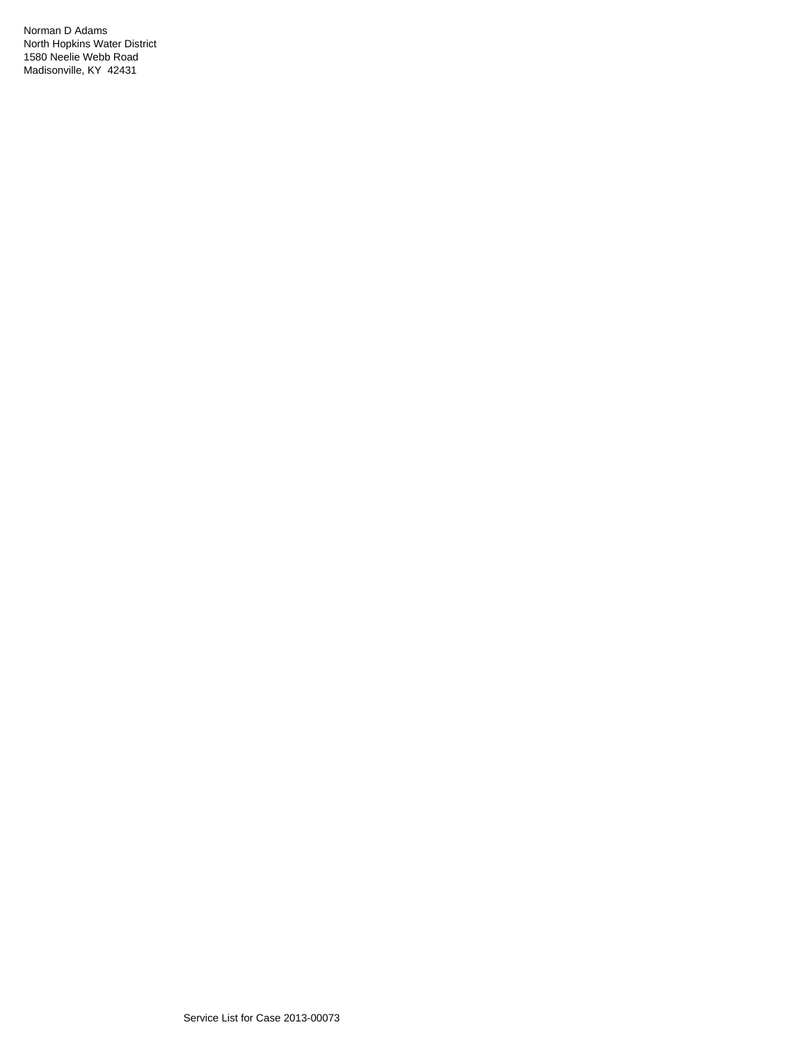Norman D Adams
North Hopkins Water District
1580 Neelie Webb Road
Madisonville, KY  42431